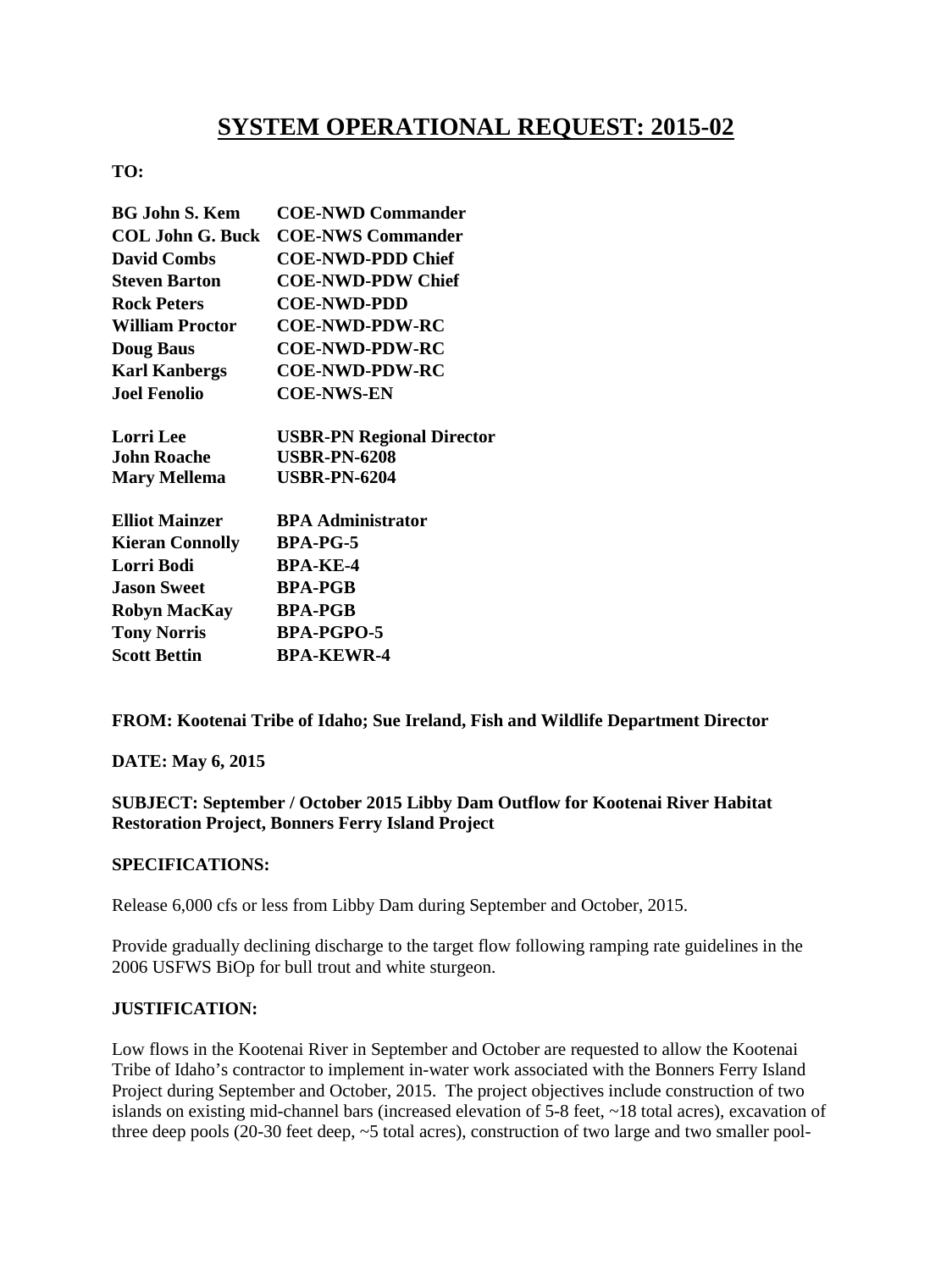# SYSTEM OPERATIONAL REQUEST: 2015-02

**TO:**

| | |
|---|---|
| **BG John S. Kem** | **COE-NWD Commander** |
| **COL John G. Buck** | **COE-NWS Commander** |
| **David Combs** | **COE-NWD-PDD Chief** |
| **Steven Barton** | **COE-NWD-PDW Chief** |
| **Rock Peters** | **COE-NWD-PDD** |
| **William Proctor** | **COE-NWD-PDW-RC** |
| **Doug Baus** | **COE-NWD-PDW-RC** |
| **Karl Kanbergs** | **COE-NWD-PDW-RC** |
| **Joel Fenolio** | **COE-NWS-EN** |
| | |
| **Lorri Lee** | **USBR-PN Regional Director** |
| **John Roache** | **USBR-PN-6208** |
| **Mary Mellema** | **USBR-PN-6204** |
| | |
| **Elliot Mainzer** | **BPA Administrator** |
| **Kieran Connolly** | **BPA-PG-5** |
| **Lorri Bodi** | **BPA-KE-4** |
| **Jason Sweet** | **BPA-PGB** |
| **Robyn MacKay** | **BPA-PGB** |
| **Tony Norris** | **BPA-PGPO-5** |
| **Scott Bettin** | **BPA-KEWR-4** |

**FROM: Kootenai Tribe of Idaho; Sue Ireland, Fish and Wildlife Department Director**

**DATE: May 6, 2015**

**SUBJECT: September / October 2015 Libby Dam Outflow for Kootenai River Habitat Restoration Project, Bonners Ferry Island Project**

**SPECIFICATIONS:**

Release 6,000 cfs or less from Libby Dam during September and October, 2015.

Provide gradually declining discharge to the target flow following ramping rate guidelines in the 2006 USFWS BiOp for bull trout and white sturgeon.

**JUSTIFICATION:**

Low flows in the Kootenai River in September and October are requested to allow the Kootenai Tribe of Idaho's contractor to implement in-water work associated with the Bonners Ferry Island Project during September and October, 2015. The project objectives include construction of two islands on existing mid-channel bars (increased elevation of 5-8 feet, ~18 total acres), excavation of three deep pools (20-30 feet deep, ~5 total acres), construction of two large and two smaller pool-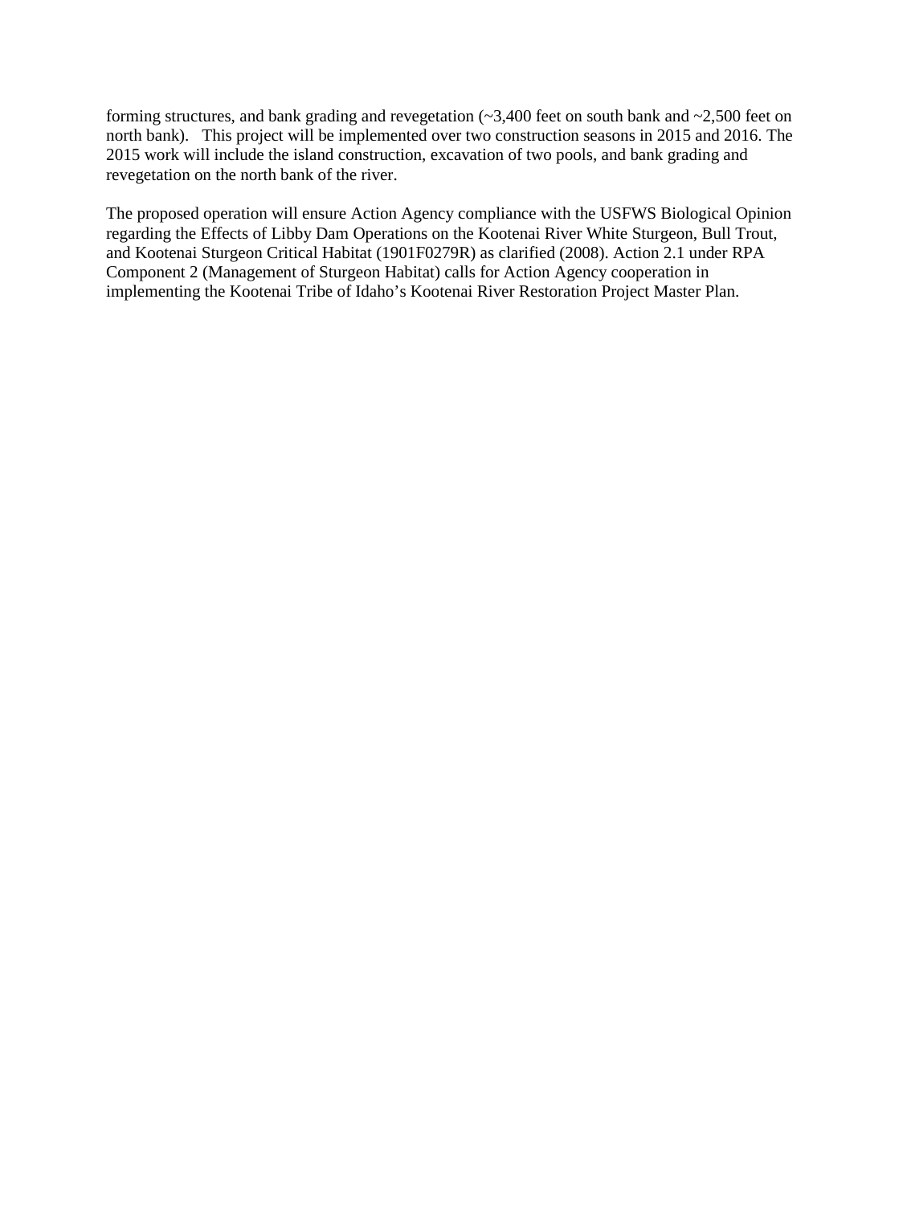forming structures, and bank grading and revegetation (~3,400 feet on south bank and ~2,500 feet on north bank). This project will be implemented over two construction seasons in 2015 and 2016. The 2015 work will include the island construction, excavation of two pools, and bank grading and revegetation on the north bank of the river.

The proposed operation will ensure Action Agency compliance with the USFWS Biological Opinion regarding the Effects of Libby Dam Operations on the Kootenai River White Sturgeon, Bull Trout, and Kootenai Sturgeon Critical Habitat (1901F0279R) as clarified (2008). Action 2.1 under RPA Component 2 (Management of Sturgeon Habitat) calls for Action Agency cooperation in implementing the Kootenai Tribe of Idaho's Kootenai River Restoration Project Master Plan.